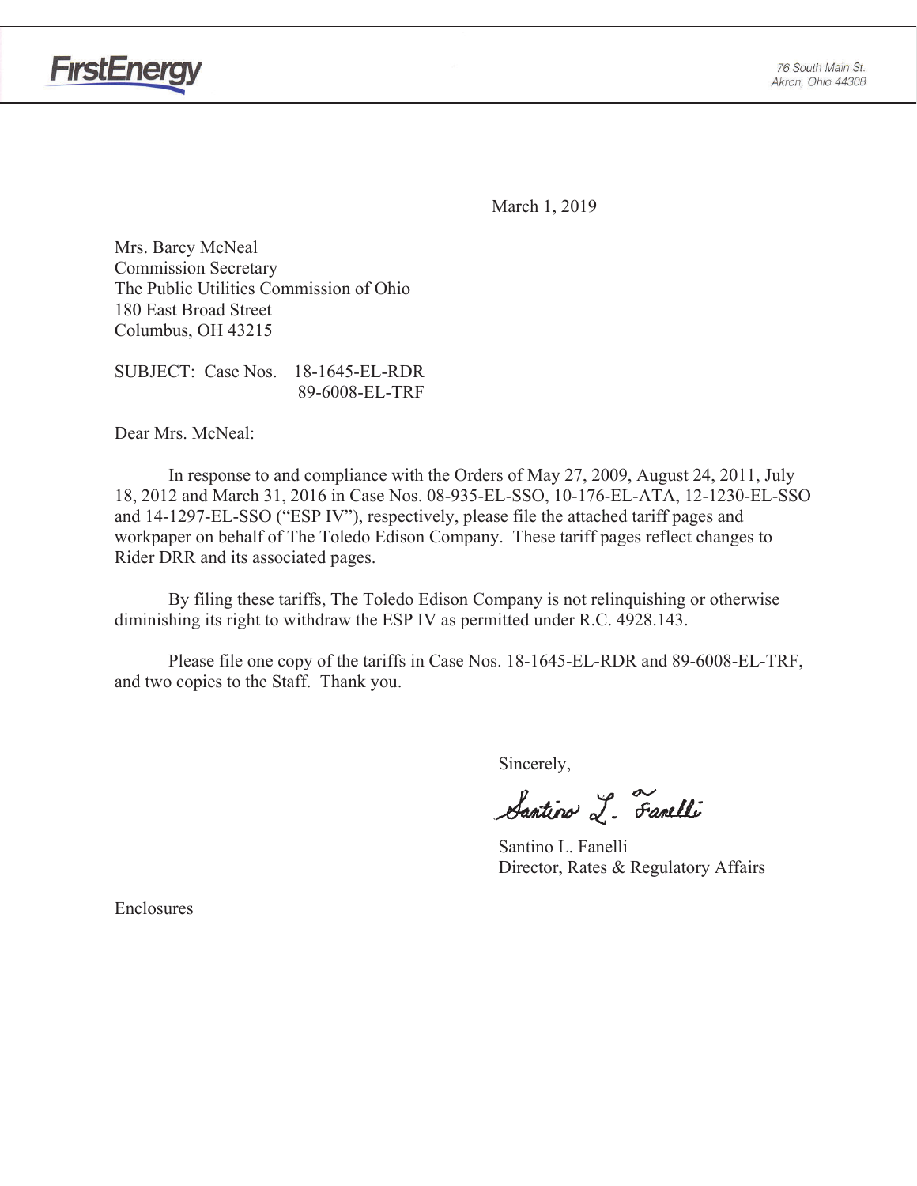FirstEnergy

76 South Main St.
Akron, Ohio 44308

March 1, 2019

Mrs. Barcy McNeal
Commission Secretary
The Public Utilities Commission of Ohio
180 East Broad Street
Columbus, OH 43215

SUBJECT: Case Nos. 18-1645-EL-RDR
89-6008-EL-TRF

Dear Mrs. McNeal:

In response to and compliance with the Orders of May 27, 2009, August 24, 2011, July 18, 2012 and March 31, 2016 in Case Nos. 08-935-EL-SSO, 10-176-EL-ATA, 12-1230-EL-SSO and 14-1297-EL-SSO ("ESP IV"), respectively, please file the attached tariff pages and workpaper on behalf of The Toledo Edison Company. These tariff pages reflect changes to Rider DRR and its associated pages.

By filing these tariffs, The Toledo Edison Company is not relinquishing or otherwise diminishing its right to withdraw the ESP IV as permitted under R.C. 4928.143.

Please file one copy of the tariffs in Case Nos. 18-1645-EL-RDR and 89-6008-EL-TRF, and two copies to the Staff. Thank you.

Sincerely,

Santino L. Fanelli

Santino L. Fanelli
Director, Rates & Regulatory Affairs

Enclosures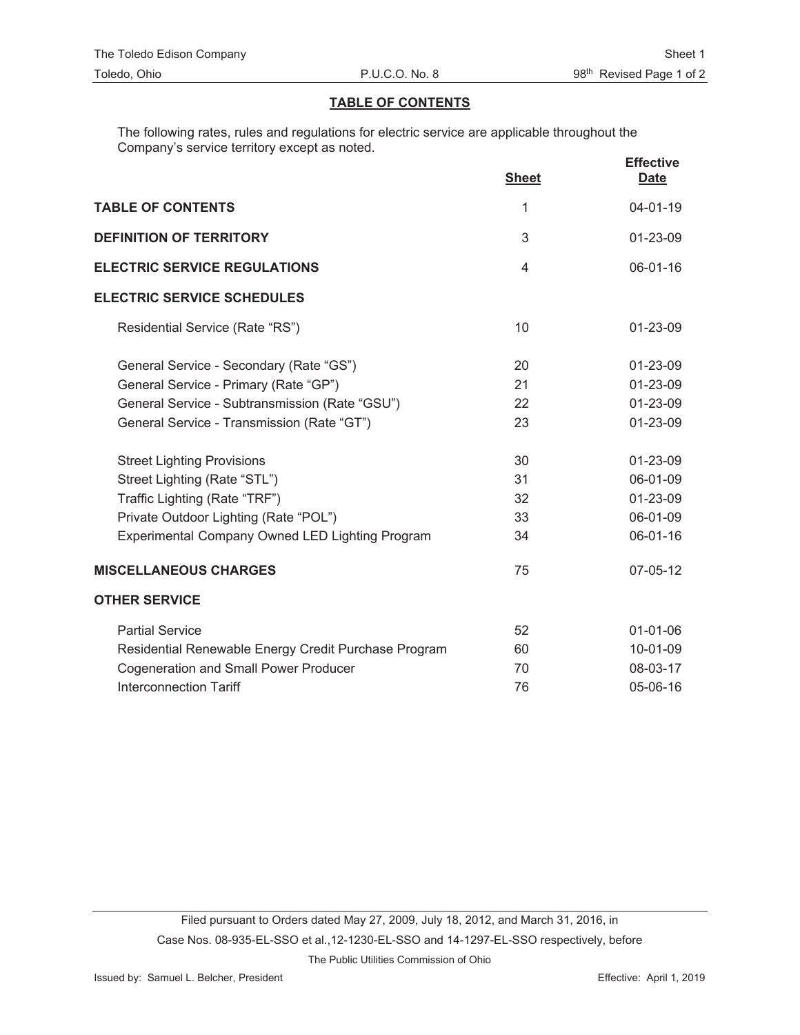The Toledo Edison Company
Toledo, Ohio

P.U.C.O. No. 8

Sheet 1
98th Revised Page 1 of 2

## TABLE OF CONTENTS

The following rates, rules and regulations for electric service are applicable throughout the Company's service territory except as noted.

| | Sheet | Effective Date |
|---|---|---|
| **TABLE OF CONTENTS** | 1 | 04-01-19 |
| **DEFINITION OF TERRITORY** | 3 | 01-23-09 |
| **ELECTRIC SERVICE REGULATIONS** | 4 | 06-01-16 |
| **ELECTRIC SERVICE SCHEDULES** | | |
| Residential Service (Rate "RS") | 10 | 01-23-09 |
| General Service - Secondary (Rate "GS") | 20 | 01-23-09 |
| General Service - Primary (Rate "GP") | 21 | 01-23-09 |
| General Service - Subtransmission (Rate "GSU") | 22 | 01-23-09 |
| General Service - Transmission (Rate "GT") | 23 | 01-23-09 |
| Street Lighting Provisions | 30 | 01-23-09 |
| Street Lighting (Rate "STL") | 31 | 06-01-09 |
| Traffic Lighting (Rate "TRF") | 32 | 01-23-09 |
| Private Outdoor Lighting (Rate "POL") | 33 | 06-01-09 |
| Experimental Company Owned LED Lighting Program | 34 | 06-01-16 |
| **MISCELLANEOUS CHARGES** | 75 | 07-05-12 |
| **OTHER SERVICE** | | |
| Partial Service | 52 | 01-01-06 |
| Residential Renewable Energy Credit Purchase Program | 60 | 10-01-09 |
| Cogeneration and Small Power Producer | 70 | 08-03-17 |
| Interconnection Tariff | 76 | 05-06-16 |

Filed pursuant to Orders dated May 27, 2009, July 18, 2012, and March 31, 2016, in Case Nos. 08-935-EL-SSO et al.,12-1230-EL-SSO and 14-1297-EL-SSO respectively, before The Public Utilities Commission of Ohio

Issued by: Samuel L. Belcher, President

Effective: April 1, 2019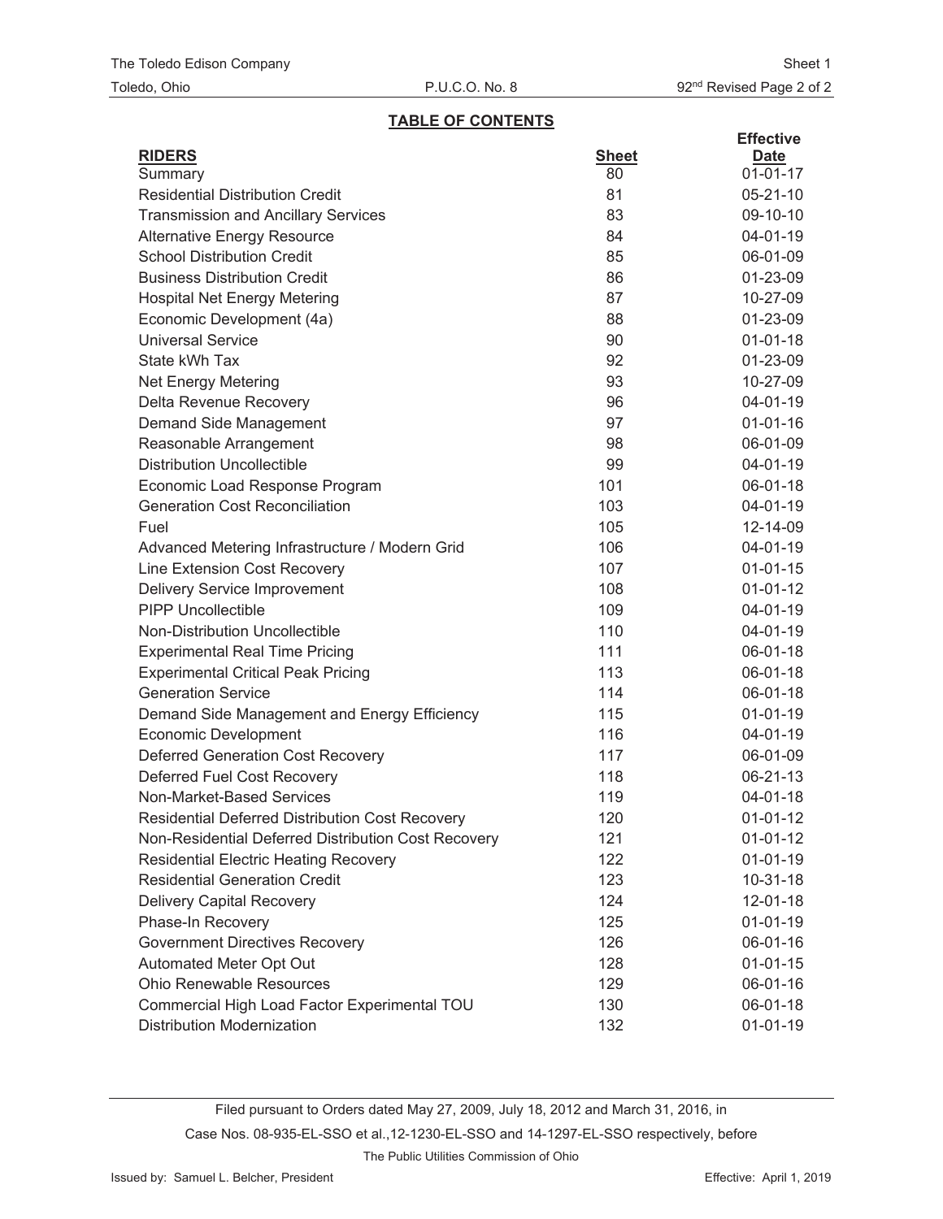The Toledo Edison Company | Sheet 1
Toledo, Ohio | P.U.C.O. No. 8 | 92nd Revised Page 2 of 2

## TABLE OF CONTENTS

| RIDERS | Sheet | Effective Date |
|---|---|---|
| Summary | 80 | 01-01-17 |
| Residential Distribution Credit | 81 | 05-21-10 |
| Transmission and Ancillary Services | 83 | 09-10-10 |
| Alternative Energy Resource | 84 | 04-01-19 |
| School Distribution Credit | 85 | 06-01-09 |
| Business Distribution Credit | 86 | 01-23-09 |
| Hospital Net Energy Metering | 87 | 10-27-09 |
| Economic Development (4a) | 88 | 01-23-09 |
| Universal Service | 90 | 01-01-18 |
| State kWh Tax | 92 | 01-23-09 |
| Net Energy Metering | 93 | 10-27-09 |
| Delta Revenue Recovery | 96 | 04-01-19 |
| Demand Side Management | 97 | 01-01-16 |
| Reasonable Arrangement | 98 | 06-01-09 |
| Distribution Uncollectible | 99 | 04-01-19 |
| Economic Load Response Program | 101 | 06-01-18 |
| Generation Cost Reconciliation | 103 | 04-01-19 |
| Fuel | 105 | 12-14-09 |
| Advanced Metering Infrastructure / Modern Grid | 106 | 04-01-19 |
| Line Extension Cost Recovery | 107 | 01-01-15 |
| Delivery Service Improvement | 108 | 01-01-12 |
| PIPP Uncollectible | 109 | 04-01-19 |
| Non-Distribution Uncollectible | 110 | 04-01-19 |
| Experimental Real Time Pricing | 111 | 06-01-18 |
| Experimental Critical Peak Pricing | 113 | 06-01-18 |
| Generation Service | 114 | 06-01-18 |
| Demand Side Management and Energy Efficiency | 115 | 01-01-19 |
| Economic Development | 116 | 04-01-19 |
| Deferred Generation Cost Recovery | 117 | 06-01-09 |
| Deferred Fuel Cost Recovery | 118 | 06-21-13 |
| Non-Market-Based Services | 119 | 04-01-18 |
| Residential Deferred Distribution Cost Recovery | 120 | 01-01-12 |
| Non-Residential Deferred Distribution Cost Recovery | 121 | 01-01-12 |
| Residential Electric Heating Recovery | 122 | 01-01-19 |
| Residential Generation Credit | 123 | 10-31-18 |
| Delivery Capital Recovery | 124 | 12-01-18 |
| Phase-In Recovery | 125 | 01-01-19 |
| Government Directives Recovery | 126 | 06-01-16 |
| Automated Meter Opt Out | 128 | 01-01-15 |
| Ohio Renewable Resources | 129 | 06-01-16 |
| Commercial High Load Factor Experimental TOU | 130 | 06-01-18 |
| Distribution Modernization | 132 | 01-01-19 |

Filed pursuant to Orders dated May 27, 2009, July 18, 2012 and March 31, 2016, in Case Nos. 08-935-EL-SSO et al.,12-1230-EL-SSO and 14-1297-EL-SSO respectively, before The Public Utilities Commission of Ohio

Issued by: Samuel L. Belcher, President | Effective: April 1, 2019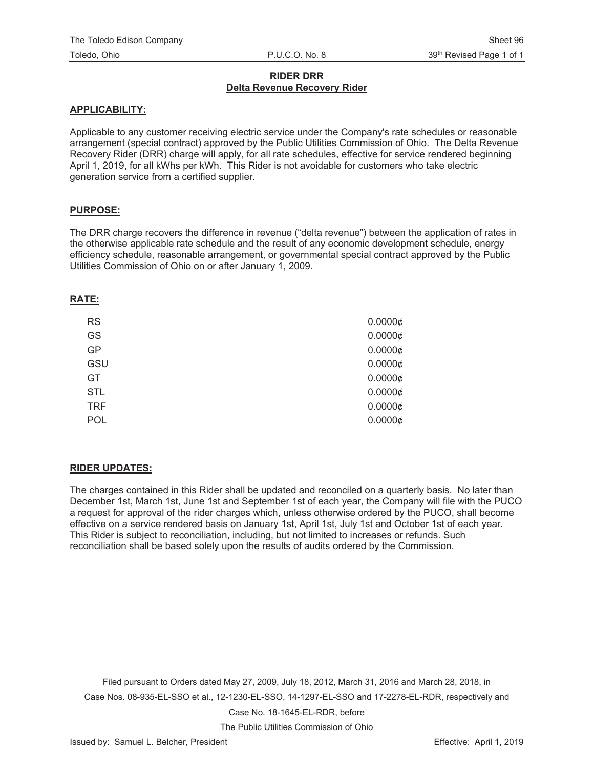# RIDER DRR
## Delta Revenue Recovery Rider

### APPLICABILITY:

Applicable to any customer receiving electric service under the Company's rate schedules or reasonable arrangement (special contract) approved by the Public Utilities Commission of Ohio. The Delta Revenue Recovery Rider (DRR) charge will apply, for all rate schedules, effective for service rendered beginning April 1, 2019, for all kWhs per kWh. This Rider is not avoidable for customers who take electric generation service from a certified supplier.

### PURPOSE:

The DRR charge recovers the difference in revenue ("delta revenue") between the application of rates in the otherwise applicable rate schedule and the result of any economic development schedule, energy efficiency schedule, reasonable arrangement, or governmental special contract approved by the Public Utilities Commission of Ohio on or after January 1, 2009.

### RATE:

| | |
|---|---|
| RS | 0.0000¢ |
| GS | 0.0000¢ |
| GP | 0.0000¢ |
| GSU | 0.0000¢ |
| GT | 0.0000¢ |
| STL | 0.0000¢ |
| TRF | 0.0000¢ |
| POL | 0.0000¢ |

### RIDER UPDATES:

The charges contained in this Rider shall be updated and reconciled on a quarterly basis. No later than December 1st, March 1st, June 1st and September 1st of each year, the Company will file with the PUCO a request for approval of the rider charges which, unless otherwise ordered by the PUCO, shall become effective on a service rendered basis on January 1st, April 1st, July 1st and October 1st of each year. This Rider is subject to reconciliation, including, but not limited to increases or refunds. Such reconciliation shall be based solely upon the results of audits ordered by the Commission.

Filed pursuant to Orders dated May 27, 2009, July 18, 2012, March 31, 2016 and March 28, 2018, in Case Nos. 08-935-EL-SSO et al., 12-1230-EL-SSO, 14-1297-EL-SSO and 17-2278-EL-RDR, respectively and Case No. 18-1645-EL-RDR, before The Public Utilities Commission of Ohio

Issued by: Samuel L. Belcher, President

Effective: April 1, 2019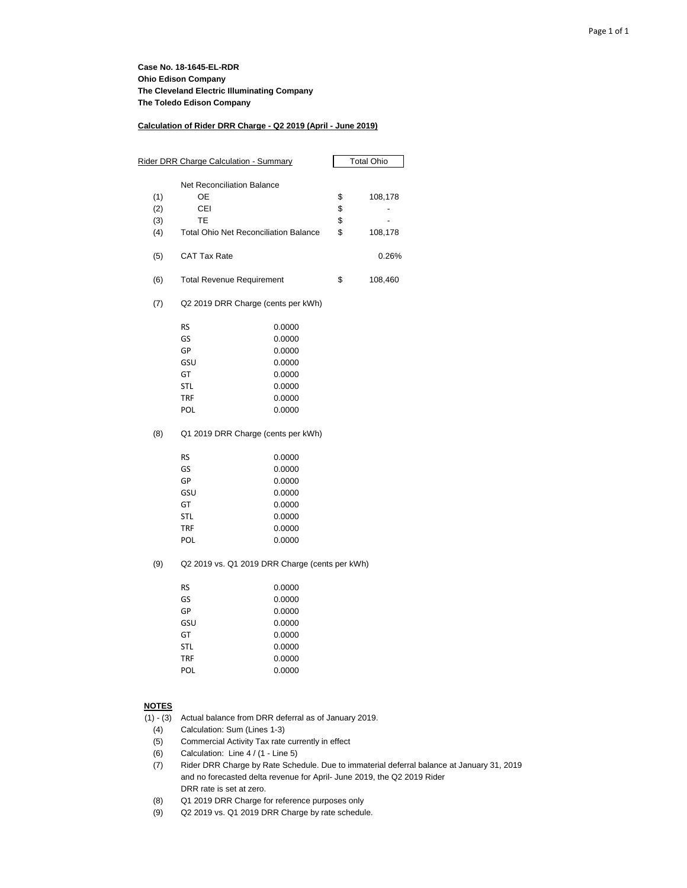**Case No. 18-1645-EL-RDR**
**Ohio Edison Company**
**The Cleveland Electric Illuminating Company**
**The Toledo Edison Company**

**Calculation of Rider DRR Charge - Q2 2019 (April - June 2019)**

| | Rider DRR Charge Calculation - Summary | | | Total Ohio |
|---|---|---|---|---|
| | Net Reconciliation Balance | | | |
| (1) | OE | | $ | 108,178 |
| (2) | CEI | | $ | - |
| (3) | TE | | $ | - |
| (4) | Total Ohio Net Reconciliation Balance | | $ | 108,178 |
| (5) | CAT Tax Rate | | | 0.26% |
| (6) | Total Revenue Requirement | | $ | 108,460 |
| (7) | Q2 2019 DRR Charge (cents per kWh) | | | |
| | RS | 0.0000 | | |
| | GS | 0.0000 | | |
| | GP | 0.0000 | | |
| | GSU | 0.0000 | | |
| | GT | 0.0000 | | |
| | STL | 0.0000 | | |
| | TRF | 0.0000 | | |
| | POL | 0.0000 | | |
| (8) | Q1 2019 DRR Charge (cents per kWh) | | | |
| | RS | 0.0000 | | |
| | GS | 0.0000 | | |
| | GP | 0.0000 | | |
| | GSU | 0.0000 | | |
| | GT | 0.0000 | | |
| | STL | 0.0000 | | |
| | TRF | 0.0000 | | |
| | POL | 0.0000 | | |
| (9) | Q2 2019 vs. Q1 2019 DRR Charge (cents per kWh) | | | |
| | RS | 0.0000 | | |
| | GS | 0.0000 | | |
| | GP | 0.0000 | | |
| | GSU | 0.0000 | | |
| | GT | 0.0000 | | |
| | STL | 0.0000 | | |
| | TRF | 0.0000 | | |
| | POL | 0.0000 | | |

**NOTES**

(1) - (3) Actual balance from DRR deferral as of January 2019.
(4) Calculation: Sum (Lines 1-3)
(5) Commercial Activity Tax rate currently in effect
(6) Calculation: Line 4 / (1 - Line 5)
(7) Rider DRR Charge by Rate Schedule. Due to immaterial deferral balance at January 31, 2019 and no forecasted delta revenue for April- June 2019, the Q2 2019 Rider DRR rate is set at zero.
(8) Q1 2019 DRR Charge for reference purposes only
(9) Q2 2019 vs. Q1 2019 DRR Charge by rate schedule.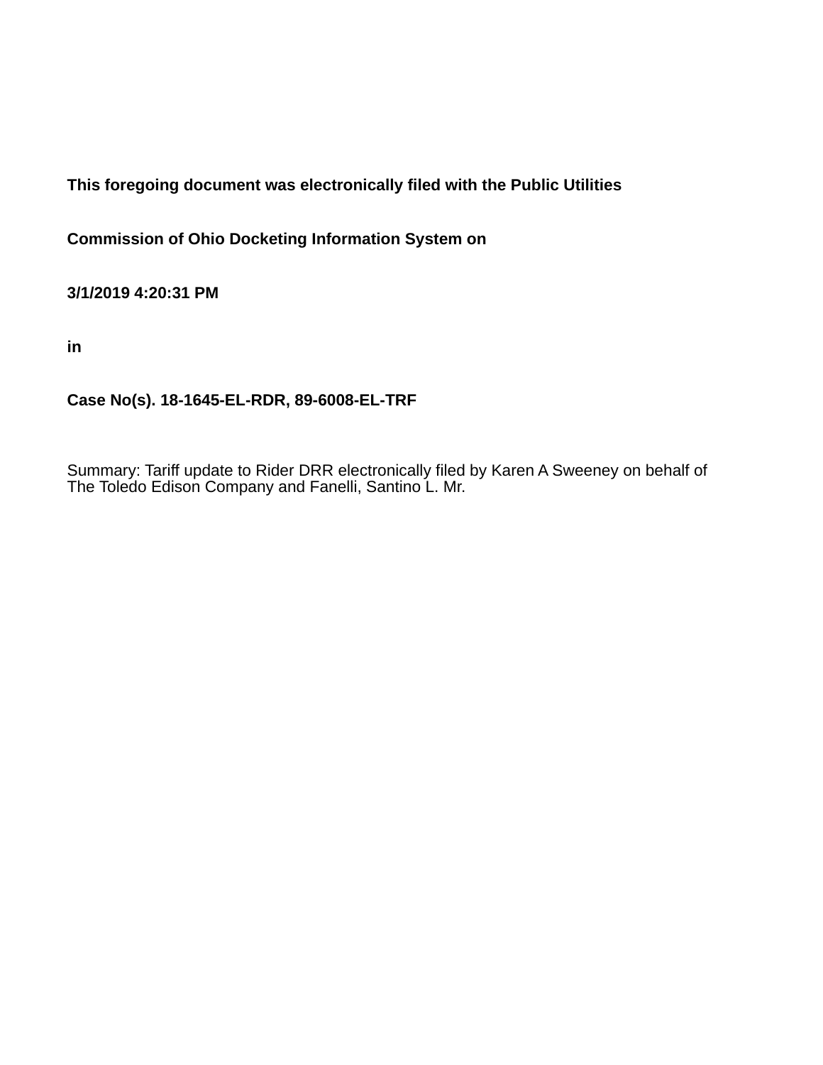**This foregoing document was electronically filed with the Public Utilities**

**Commission of Ohio Docketing Information System on**

**3/1/2019 4:20:31 PM**

**in**

**Case No(s). 18-1645-EL-RDR, 89-6008-EL-TRF**

Summary: Tariff update to Rider DRR electronically filed by Karen A Sweeney on behalf of The Toledo Edison Company and Fanelli, Santino L. Mr.